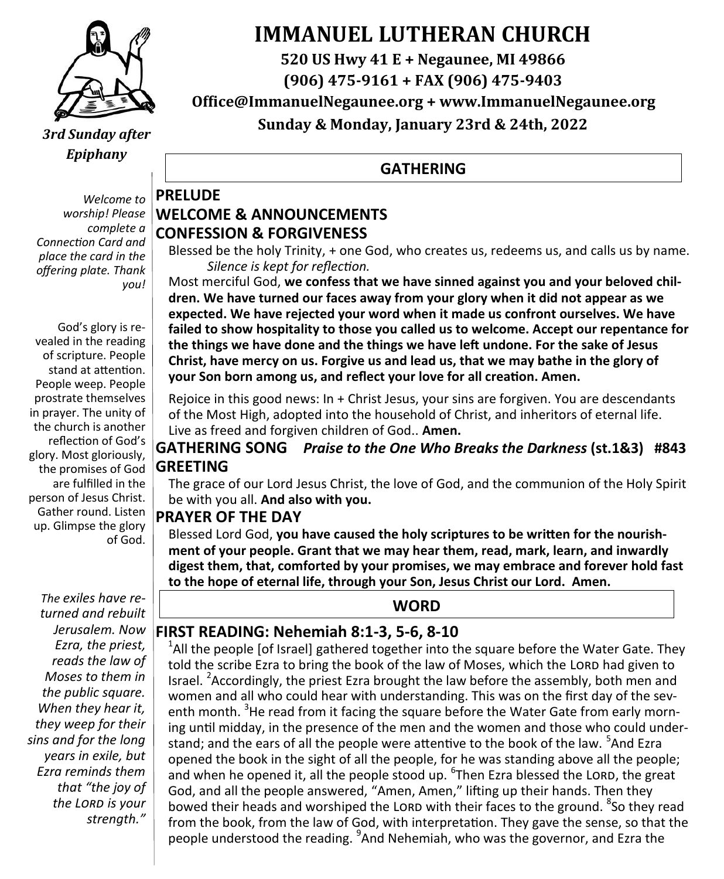# IMMANUEL LUTHERAN CHURCH

**520 US Hwy 41 E + Negaunee, MI 49866**

**(906) 475-9161 + FAX (906) 475-9403**

**Office@ImmanuelNegaunee.org + www.ImmanuelNegaunee.org**

**Sunday & Monday, January 23rd & 24th, 2022**

***3rd Sunday after Epiphany***

## GATHERING

*Welcome to worship! Please complete a Connection Card and place the card in the offering plate. Thank you!*

### PRELUDE

### WELCOME & ANNOUNCEMENTS

### CONFESSION & FORGIVENESS

Blessed be the holy Trinity, + one God, who creates us, redeems us, and calls us by name.

*Silence is kept for reflection.*

Most merciful God, **we confess that we have sinned against you and your beloved children. We have turned our faces away from your glory when it did not appear as we expected. We have rejected your word when it made us confront ourselves. We have failed to show hospitality to those you called us to welcome. Accept our repentance for the things we have done and the things we have left undone. For the sake of Jesus Christ, have mercy on us. Forgive us and lead us, that we may bathe in the glory of your Son born among us, and reflect your love for all creation. Amen.**

Rejoice in this good news: In + Christ Jesus, your sins are forgiven. You are descendants of the Most High, adopted into the household of Christ, and inheritors of eternal life. Live as freed and forgiven children of God.. **Amen.**

God's glory is revealed in the reading of scripture. People stand at attention. People weep. People prostrate themselves in prayer. The unity of the church is another reflection of God's glory. Most gloriously, the promises of God are fulfilled in the person of Jesus Christ. Gather round. Listen up. Glimpse the glory of God.

### GATHERING SONG *Praise to the One Who Breaks the Darkness* (st.1&3) #843

### GREETING

The grace of our Lord Jesus Christ, the love of God, and the communion of the Holy Spirit be with you all. **And also with you.**

### PRAYER OF THE DAY

Blessed Lord God, **you have caused the holy scriptures to be written for the nourishment of your people. Grant that we may hear them, read, mark, learn, and inwardly digest them, that, comforted by your promises, we may embrace and forever hold fast to the hope of eternal life, through your Son, Jesus Christ our Lord. Amen.**

## WORD

*The exiles have returned and rebuilt Jerusalem. Now Ezra, the priest, reads the law of Moses to them in the public square. When they hear it, they weep for their sins and for the long years in exile, but Ezra reminds them that "the joy of the LORD is your strength."*

### FIRST READING: Nehemiah 8:1-3, 5-6, 8-10

[1]All the people [of Israel] gathered together into the square before the Water Gate. They told the scribe Ezra to bring the book of the law of Moses, which the LORD had given to Israel. [2]Accordingly, the priest Ezra brought the law before the assembly, both men and women and all who could hear with understanding. This was on the first day of the seventh month. [3]He read from it facing the square before the Water Gate from early morning until midday, in the presence of the men and the women and those who could understand; and the ears of all the people were attentive to the book of the law. [5]And Ezra opened the book in the sight of all the people, for he was standing above all the people; and when he opened it, all the people stood up. [6]Then Ezra blessed the LORD, the great God, and all the people answered, "Amen, Amen," lifting up their hands. Then they bowed their heads and worshiped the LORD with their faces to the ground. [8]So they read from the book, from the law of God, with interpretation. They gave the sense, so that the people understood the reading. [9]And Nehemiah, who was the governor, and Ezra the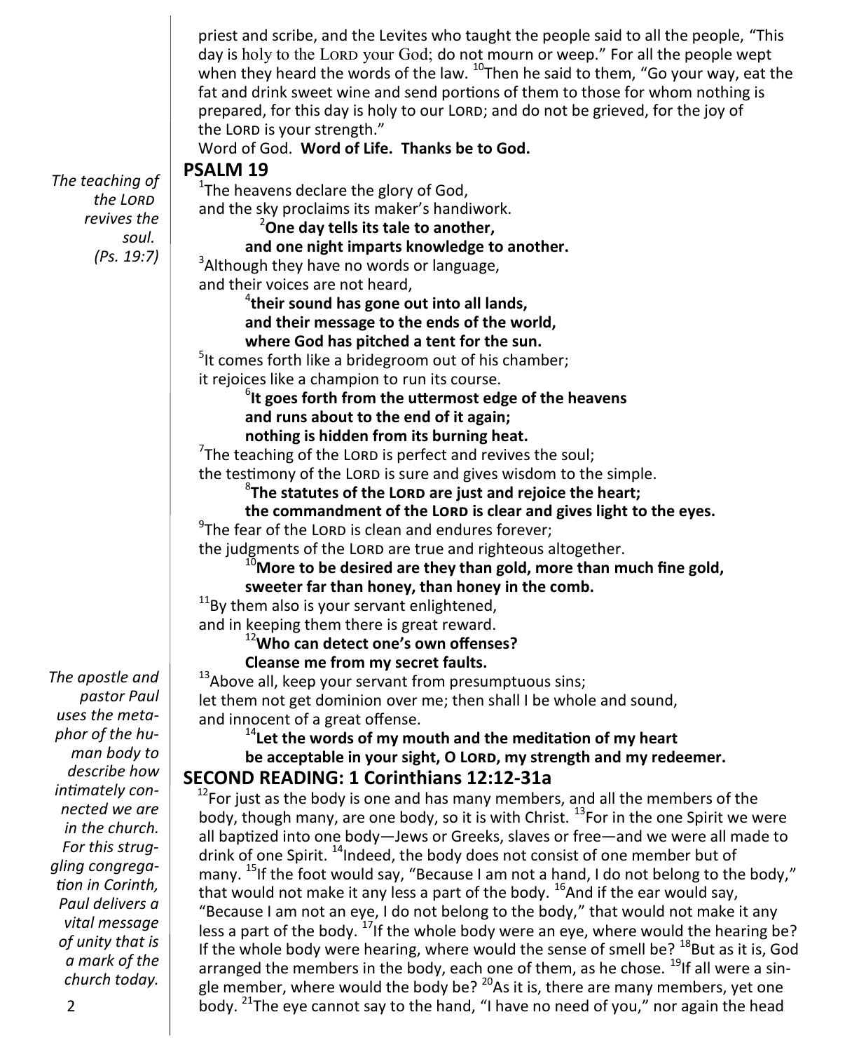priest and scribe, and the Levites who taught the people said to all the people, "This day is holy to the LORD your God; do not mourn or weep." For all the people wept when they heard the words of the law. [10]Then he said to them, "Go your way, eat the fat and drink sweet wine and send portions of them to those for whom nothing is prepared, for this day is holy to our LORD; and do not be grieved, for the joy of the LORD is your strength."

Word of God. **Word of Life. Thanks be to God.**

## PSALM 19

*The teaching of the LORD revives the soul. (Ps. 19:7)*

[1]The heavens declare the glory of God,
and the sky proclaims its maker's handiwork.

**[2]One day tells its tale to another,**
**and one night imparts knowledge to another.**

[3]Although they have no words or language,
and their voices are not heard,

**[4]their sound has gone out into all lands,**
**and their message to the ends of the world,**
**where God has pitched a tent for the sun.**

[5]It comes forth like a bridegroom out of his chamber;
it rejoices like a champion to run its course.

**[6]It goes forth from the uttermost edge of the heavens**
**and runs about to the end of it again;**
**nothing is hidden from its burning heat.**

[7]The teaching of the LORD is perfect and revives the soul;
the testimony of the LORD is sure and gives wisdom to the simple.

**[8]The statutes of the LORD are just and rejoice the heart;**
**the commandment of the LORD is clear and gives light to the eyes.**

[9]The fear of the LORD is clean and endures forever;
the judgments of the LORD are true and righteous altogether.

**[10]More to be desired are they than gold, more than much fine gold,**
**sweeter far than honey, than honey in the comb.**

[11]By them also is your servant enlightened,
and in keeping them there is great reward.

**[12]Who can detect one's own offenses?**
**Cleanse me from my secret faults.**

[13]Above all, keep your servant from presumptuous sins;
let them not get dominion over me; then shall I be whole and sound,
and innocent of a great offense.

**[14]Let the words of my mouth and the meditation of my heart**
**be acceptable in your sight, O LORD, my strength and my redeemer.**

## SECOND READING: 1 Corinthians 12:12-31a

*The apostle and pastor Paul uses the metaphor of the human body to describe how intimately connected we are in the church. For this struggling congregation in Corinth, Paul delivers a vital message of unity that is a mark of the church today.*

[12]For just as the body is one and has many members, and all the members of the body, though many, are one body, so it is with Christ. [13]For in the one Spirit we were all baptized into one body—Jews or Greeks, slaves or free—and we were all made to drink of one Spirit. [14]Indeed, the body does not consist of one member but of many. [15]If the foot would say, "Because I am not a hand, I do not belong to the body," that would not make it any less a part of the body. [16]And if the ear would say, "Because I am not an eye, I do not belong to the body," that would not make it any less a part of the body. [17]If the whole body were an eye, where would the hearing be? If the whole body were hearing, where would the sense of smell be? [18]But as it is, God arranged the members in the body, each one of them, as he chose. [19]If all were a single member, where would the body be? [20]As it is, there are many members, yet one body. [21]The eye cannot say to the hand, "I have no need of you," nor again the head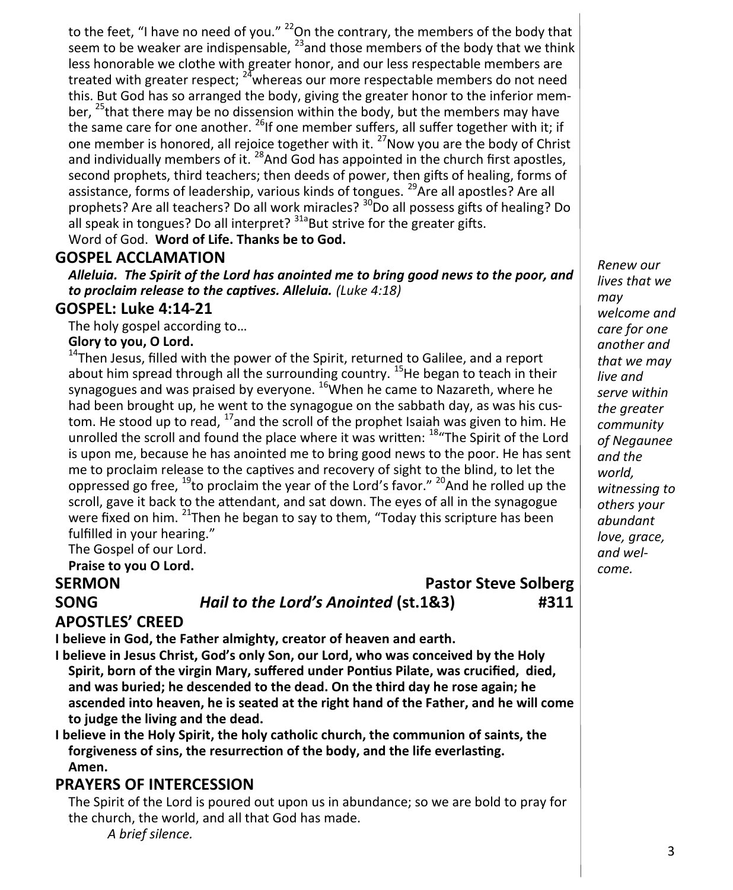to the feet, "I have no need of you." [22]On the contrary, the members of the body that seem to be weaker are indispensable, [23]and those members of the body that we think less honorable we clothe with greater honor, and our less respectable members are treated with greater respect; [24]whereas our more respectable members do not need this. But God has so arranged the body, giving the greater honor to the inferior member, [25]that there may be no dissension within the body, but the members may have the same care for one another. [26]If one member suffers, all suffer together with it; if one member is honored, all rejoice together with it. [27]Now you are the body of Christ and individually members of it. [28]And God has appointed in the church first apostles, second prophets, third teachers; then deeds of power, then gifts of healing, forms of assistance, forms of leadership, various kinds of tongues. [29]Are all apostles? Are all prophets? Are all teachers? Do all work miracles? [30]Do all possess gifts of healing? Do all speak in tongues? Do all interpret? [31a]But strive for the greater gifts.

Word of God. **Word of Life. Thanks be to God.**

## GOSPEL ACCLAMATION

***Alleluia. The Spirit of the Lord has anointed me to bring good news to the poor, and to proclaim release to the captives. Alleluia.*** *(Luke 4:18)*

## GOSPEL: Luke 4:14-21

The holy gospel according to…

**Glory to you, O Lord.**

[14]Then Jesus, filled with the power of the Spirit, returned to Galilee, and a report about him spread through all the surrounding country. [15]He began to teach in their synagogues and was praised by everyone. [16]When he came to Nazareth, where he had been brought up, he went to the synagogue on the sabbath day, as was his custom. He stood up to read, [17]and the scroll of the prophet Isaiah was given to him. He unrolled the scroll and found the place where it was written: [18]"The Spirit of the Lord is upon me, because he has anointed me to bring good news to the poor. He has sent me to proclaim release to the captives and recovery of sight to the blind, to let the oppressed go free, [19]to proclaim the year of the Lord's favor." [20]And he rolled up the scroll, gave it back to the attendant, and sat down. The eyes of all in the synagogue were fixed on him. [21]Then he began to say to them, "Today this scripture has been fulfilled in your hearing."

The Gospel of our Lord.

**Praise to you O Lord.**

*Renew our lives that we may welcome and care for one another and that we may live and serve within the greater community of Negaunee and the world, witnessing to others your abundant love, grace, and welcome.*

## SERMON — Pastor Steve Solberg

## SONG — *Hail to the Lord's Anointed* (st.1&3) — #311

## APOSTLES' CREED

**I believe in God, the Father almighty, creator of heaven and earth.**

**I believe in Jesus Christ, God's only Son, our Lord, who was conceived by the Holy Spirit, born of the virgin Mary, suffered under Pontius Pilate, was crucified, died, and was buried; he descended to the dead. On the third day he rose again; he ascended into heaven, he is seated at the right hand of the Father, and he will come to judge the living and the dead.**

**I believe in the Holy Spirit, the holy catholic church, the communion of saints, the forgiveness of sins, the resurrection of the body, and the life everlasting. Amen.**

## PRAYERS OF INTERCESSION

The Spirit of the Lord is poured out upon us in abundance; so we are bold to pray for the church, the world, and all that God has made.

*A brief silence.*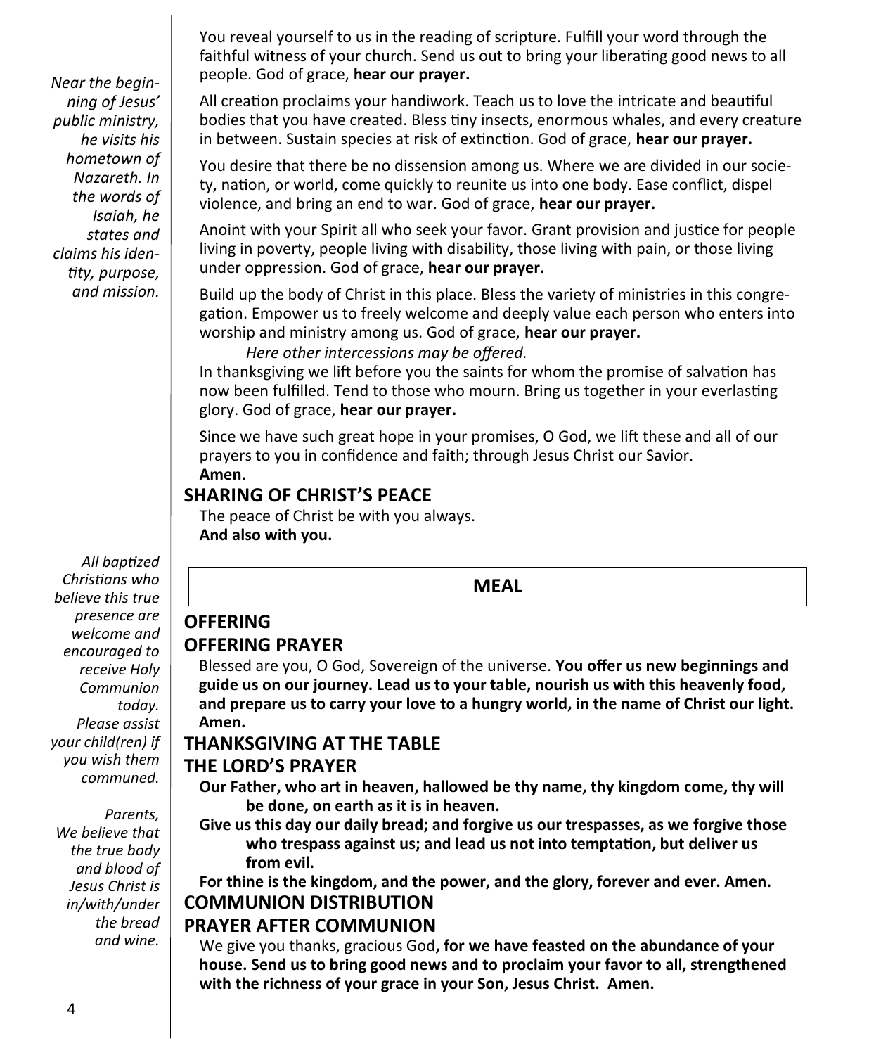*Near the beginning of Jesus' public ministry, he visits his hometown of Nazareth. In the words of Isaiah, he states and claims his identity, purpose, and mission.*

You reveal yourself to us in the reading of scripture. Fulfill your word through the faithful witness of your church. Send us out to bring your liberating good news to all people. God of grace, **hear our prayer.**

All creation proclaims your handiwork. Teach us to love the intricate and beautiful bodies that you have created. Bless tiny insects, enormous whales, and every creature in between. Sustain species at risk of extinction. God of grace, **hear our prayer.**

You desire that there be no dissension among us. Where we are divided in our society, nation, or world, come quickly to reunite us into one body. Ease conflict, dispel violence, and bring an end to war. God of grace, **hear our prayer.**

Anoint with your Spirit all who seek your favor. Grant provision and justice for people living in poverty, people living with disability, those living with pain, or those living under oppression. God of grace, **hear our prayer.**

Build up the body of Christ in this place. Bless the variety of ministries in this congregation. Empower us to freely welcome and deeply value each person who enters into worship and ministry among us. God of grace, **hear our prayer.**

*Here other intercessions may be offered.*

In thanksgiving we lift before you the saints for whom the promise of salvation has now been fulfilled. Tend to those who mourn. Bring us together in your everlasting glory. God of grace, **hear our prayer.**

Since we have such great hope in your promises, O God, we lift these and all of our prayers to you in confidence and faith; through Jesus Christ our Savior.
**Amen.**

## SHARING OF CHRIST'S PEACE

The peace of Christ be with you always.
**And also with you.**

## MEAL

*All baptized Christians who believe this true presence are welcome and encouraged to receive Holy Communion today. Please assist your child(ren) if you wish them communed.*

*Parents, We believe that the true body and blood of Jesus Christ is in/with/under the bread and wine.*

## OFFERING

## OFFERING PRAYER

Blessed are you, O God, Sovereign of the universe. **You offer us new beginnings and guide us on our journey. Lead us to your table, nourish us with this heavenly food, and prepare us to carry your love to a hungry world, in the name of Christ our light. Amen.**

## THANKSGIVING AT THE TABLE

## THE LORD'S PRAYER

**Our Father, who art in heaven, hallowed be thy name, thy kingdom come, thy will be done, on earth as it is in heaven.**
**Give us this day our daily bread; and forgive us our trespasses, as we forgive those who trespass against us; and lead us not into temptation, but deliver us from evil.**
**For thine is the kingdom, and the power, and the glory, forever and ever. Amen.**

## COMMUNION DISTRIBUTION

## PRAYER AFTER COMMUNION

We give you thanks, gracious God**, for we have feasted on the abundance of your house. Send us to bring good news and to proclaim your favor to all, strengthened with the richness of your grace in your Son, Jesus Christ. Amen.**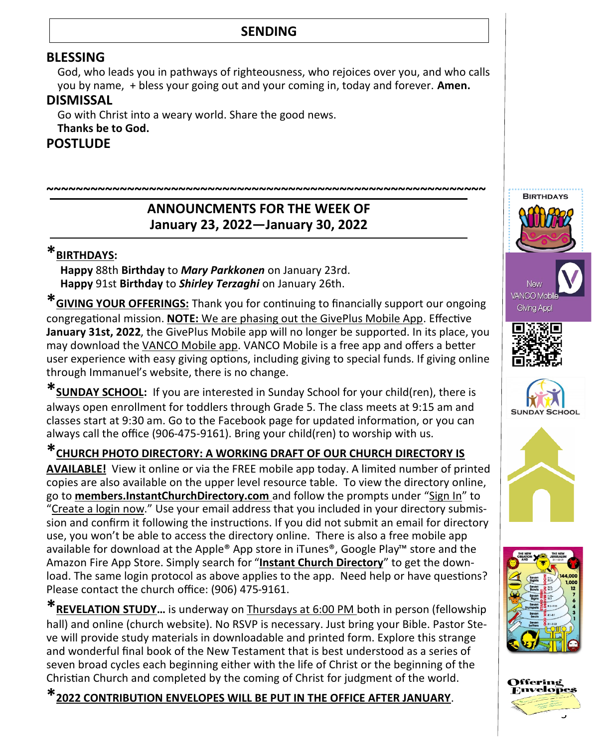## SENDING

### BLESSING

God, who leads you in pathways of righteousness, who rejoices over you, and who calls you by name, + bless your going out and your coming in, today and forever. **Amen.**

### DISMISSAL

Go with Christ into a weary world. Share the good news.
**Thanks be to God.**

### POSTLUDE

~~~~~~~~~~~~~~~~~~~~~~~~~~~~~~~~~~~~~~~~~~~~~~~~~~~~~~~~~~~~~~~~

## ANNOUNCMENTS FOR THE WEEK OF January 23, 2022—January 30, 2022

***BIRTHDAYS:**

**Happy** 88th **Birthday** to ***Mary Parkkonen*** on January 23rd.
**Happy** 91st **Birthday** to ***Shirley Terzaghi*** on January 26th.

***GIVING YOUR OFFERINGS:** Thank you for continuing to financially support our ongoing congregational mission. **NOTE:** We are phasing out the GivePlus Mobile App. Effective **January 31st, 2022**, the GivePlus Mobile app will no longer be supported. In its place, you may download the VANCO Mobile app. VANCO Mobile is a free app and offers a better user experience with easy giving options, including giving to special funds. If giving online through Immanuel's website, there is no change.

***SUNDAY SCHOOL:** If you are interested in Sunday School for your child(ren), there is always open enrollment for toddlers through Grade 5. The class meets at 9:15 am and classes start at 9:30 am. Go to the Facebook page for updated information, or you can always call the office (906-475-9161). Bring your child(ren) to worship with us.

***CHURCH PHOTO DIRECTORY: A WORKING DRAFT OF OUR CHURCH DIRECTORY IS AVAILABLE!** View it online or via the FREE mobile app today. A limited number of printed copies are also available on the upper level resource table. To view the directory online, go to **members.InstantChurchDirectory.com** and follow the prompts under "Sign In" to "Create a login now." Use your email address that you included in your directory submission and confirm it following the instructions. If you did not submit an email for directory use, you won't be able to access the directory online. There is also a free mobile app available for download at the Apple® App store in iTunes®, Google Play™ store and the Amazon Fire App Store. Simply search for "**Instant Church Directory**" to get the download. The same login protocol as above applies to the app. Need help or have questions? Please contact the church office: (906) 475-9161.

***REVELATION STUDY…** is underway on Thursdays at 6:00 PM both in person (fellowship hall) and online (church website). No RSVP is necessary. Just bring your Bible. Pastor Steve will provide study materials in downloadable and printed form. Explore this strange and wonderful final book of the New Testament that is best understood as a series of seven broad cycles each beginning either with the life of Christ or the beginning of the Christian Church and completed by the coming of Christ for judgment of the world.

***2022 CONTRIBUTION ENVELOPES WILL BE PUT IN THE OFFICE AFTER JANUARY**.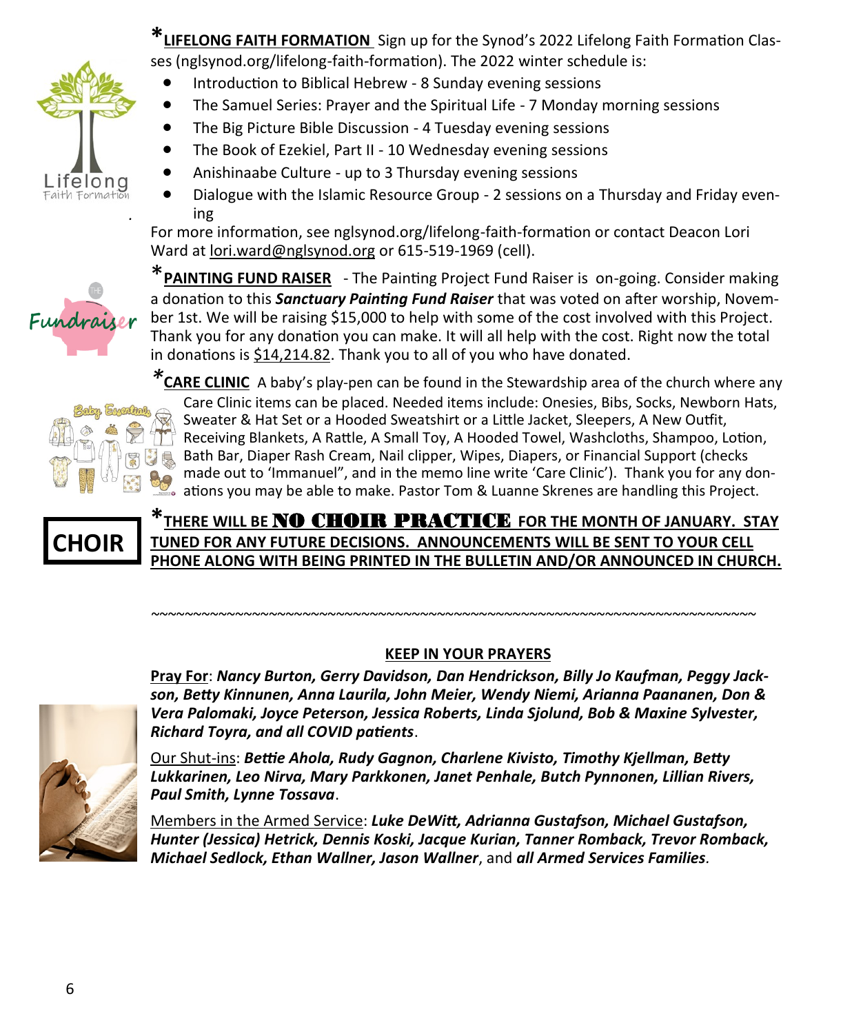***LIFELONG FAITH FORMATION** Sign up for the Synod's 2022 Lifelong Faith Formation Classes (nglsynod.org/lifelong-faith-formation). The 2022 winter schedule is:

- Introduction to Biblical Hebrew - 8 Sunday evening sessions
- The Samuel Series: Prayer and the Spiritual Life - 7 Monday morning sessions
- The Big Picture Bible Discussion - 4 Tuesday evening sessions
- The Book of Ezekiel, Part II - 10 Wednesday evening sessions
- Anishinaabe Culture - up to 3 Thursday evening sessions
- Dialogue with the Islamic Resource Group - 2 sessions on a Thursday and Friday evening

For more information, see nglsynod.org/lifelong-faith-formation or contact Deacon Lori Ward at lori.ward@nglsynod.org or 615-519-1969 (cell).

***PAINTING FUND RAISER** - The Painting Project Fund Raiser is on-going. Consider making a donation to this ***Sanctuary Painting Fund Raiser*** that was voted on after worship, November 1st. We will be raising $15,000 to help with some of the cost involved with this Project. Thank you for any donation you can make. It will all help with the cost. Right now the total in donations is $14,214.82. Thank you to all of you who have donated.

***CARE CLINIC** A baby's play-pen can be found in the Stewardship area of the church where any Care Clinic items can be placed. Needed items include: Onesies, Bibs, Socks, Newborn Hats, Sweater & Hat Set or a Hooded Sweatshirt or a Little Jacket, Sleepers, A New Outfit, Receiving Blankets, A Rattle, A Small Toy, A Hooded Towel, Washcloths, Shampoo, Lotion, Bath Bar, Diaper Rash Cream, Nail clipper, Wipes, Diapers, or Financial Support (checks made out to 'Immanuel", and in the memo line write 'Care Clinic'). Thank you for any donations you may be able to make. Pastor Tom & Luanne Skrenes are handling this Project.

**CHOIR**

***THERE WILL BE NO CHOIR PRACTICE FOR THE MONTH OF JANUARY. STAY TUNED FOR ANY FUTURE DECISIONS. ANNOUNCEMENTS WILL BE SENT TO YOUR CELL PHONE ALONG WITH BEING PRINTED IN THE BULLETIN AND/OR ANNOUNCED IN CHURCH.**

~~~~~~~~~~~~~~~~~~~~~~~~~~~~~~~~~~~~~~~~~~~~~~~~~~~~~~~~~~~~~~~~~~~~~~~~

## KEEP IN YOUR PRAYERS

Pray For: ***Nancy Burton, Gerry Davidson, Dan Hendrickson, Billy Jo Kaufman, Peggy Jackson, Betty Kinnunen, Anna Laurila, John Meier, Wendy Niemi, Arianna Paananen, Don & Vera Palomaki, Joyce Peterson, Jessica Roberts, Linda Sjolund, Bob & Maxine Sylvester, Richard Toyra, and all COVID patients***.

Our Shut-ins: ***Bettie Ahola, Rudy Gagnon, Charlene Kivisto, Timothy Kjellman, Betty Lukkarinen, Leo Nirva, Mary Parkkonen, Janet Penhale, Butch Pynnonen, Lillian Rivers, Paul Smith, Lynne Tossava***.

Members in the Armed Service: ***Luke DeWitt, Adrianna Gustafson, Michael Gustafson, Hunter (Jessica) Hetrick, Dennis Koski, Jacque Kurian, Tanner Romback, Trevor Romback, Michael Sedlock, Ethan Wallner, Jason Wallner***, and ***all Armed Services Families***.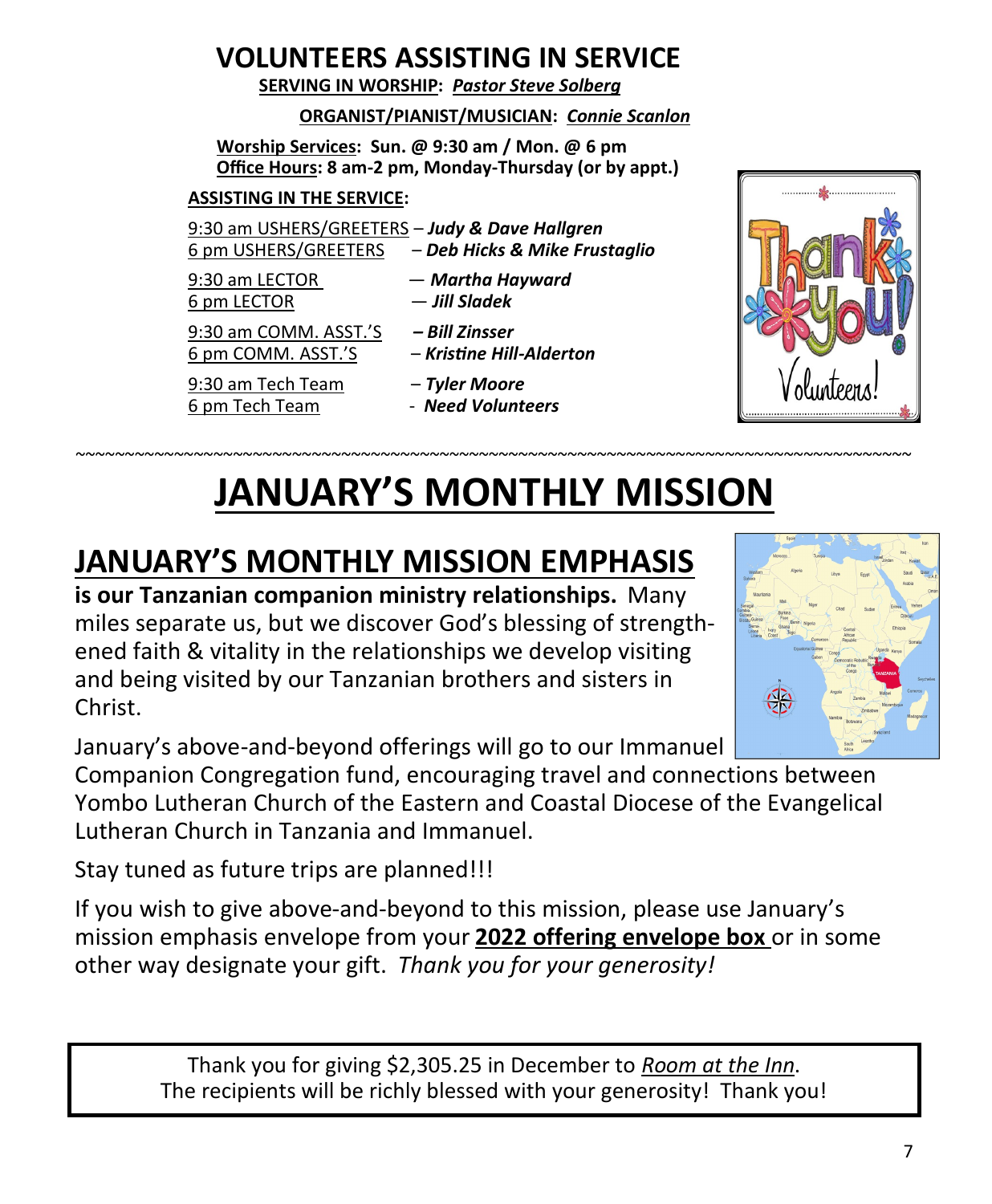# VOLUNTEERS ASSISTING IN SERVICE

**SERVING IN WORSHIP:** ***Pastor Steve Solberg***

**ORGANIST/PIANIST/MUSICIAN:** ***Connie Scanlon***

**Worship Services: Sun. @ 9:30 am / Mon. @ 6 pm**
**Office Hours: 8 am-2 pm, Monday-Thursday (or by appt.)**

**ASSISTING IN THE SERVICE:**

9:30 am USHERS/GREETERS – ***Judy & Dave Hallgren***
6 pm USHERS/GREETERS – ***Deb Hicks & Mike Frustaglio***

9:30 am LECTOR — ***Martha Hayward***
6 pm LECTOR — ***Jill Sladek***

9:30 am COMM. ASST.'S – ***Bill Zinsser***
6 pm COMM. ASST.'S – ***Kristine Hill-Alderton***

9:30 am Tech Team – ***Tyler Moore***
6 pm Tech Team - ***Need Volunteers***

~~~~~~~~~~~~~~~~~~~~~~~~~~~~~~~~~~~~~~~~~~~~~~~~~~~~~~~~~~~~~~~~~~~~~~~~~~~~~~~~

# JANUARY'S MONTHLY MISSION

## JANUARY'S MONTHLY MISSION EMPHASIS

**is our Tanzanian companion ministry relationships.** Many miles separate us, but we discover God's blessing of strengthened faith & vitality in the relationships we develop visiting and being visited by our Tanzanian brothers and sisters in Christ.

January's above-and-beyond offerings will go to our Immanuel Companion Congregation fund, encouraging travel and connections between Yombo Lutheran Church of the Eastern and Coastal Diocese of the Evangelical Lutheran Church in Tanzania and Immanuel.

Stay tuned as future trips are planned!!!

If you wish to give above-and-beyond to this mission, please use January's mission emphasis envelope from your **2022 offering envelope box** or in some other way designate your gift. *Thank you for your generosity!*

Thank you for giving $2,305.25 in December to *Room at the Inn*.
The recipients will be richly blessed with your generosity! Thank you!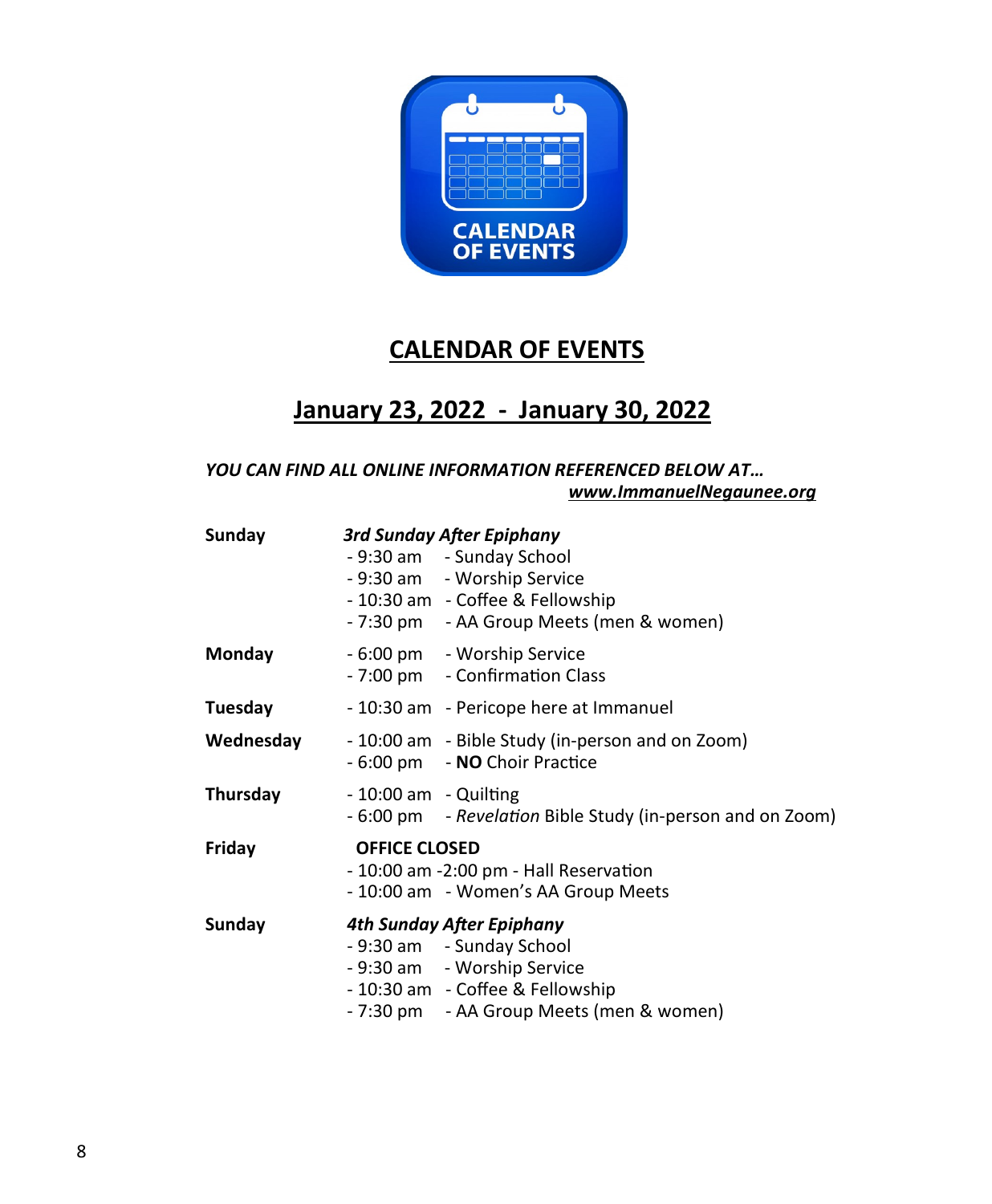## CALENDAR OF EVENTS

## January 23, 2022 - January 30, 2022

***YOU CAN FIND ALL ONLINE INFORMATION REFERENCED BELOW AT… [www.ImmanuelNegaunee.org](http://www.ImmanuelNegaunee.org)***

**Sunday** — ***3rd Sunday After Epiphany***
- 9:30 am - Sunday School
- 9:30 am - Worship Service
- 10:30 am - Coffee & Fellowship
- 7:30 pm - AA Group Meets (men & women)

**Monday**
- 6:00 pm - Worship Service
- 7:00 pm - Confirmation Class

**Tuesday**
- 10:30 am - Pericope here at Immanuel

**Wednesday**
- 10:00 am - Bible Study (in-person and on Zoom)
- 6:00 pm - **NO** Choir Practice

**Thursday**
- 10:00 am - Quilting
- 6:00 pm - *Revelation* Bible Study (in-person and on Zoom)

**Friday** — **OFFICE CLOSED**
- 10:00 am -2:00 pm - Hall Reservation
- 10:00 am - Women's AA Group Meets

**Sunday** — ***4th Sunday After Epiphany***
- 9:30 am - Sunday School
- 9:30 am - Worship Service
- 10:30 am - Coffee & Fellowship
- 7:30 pm - AA Group Meets (men & women)